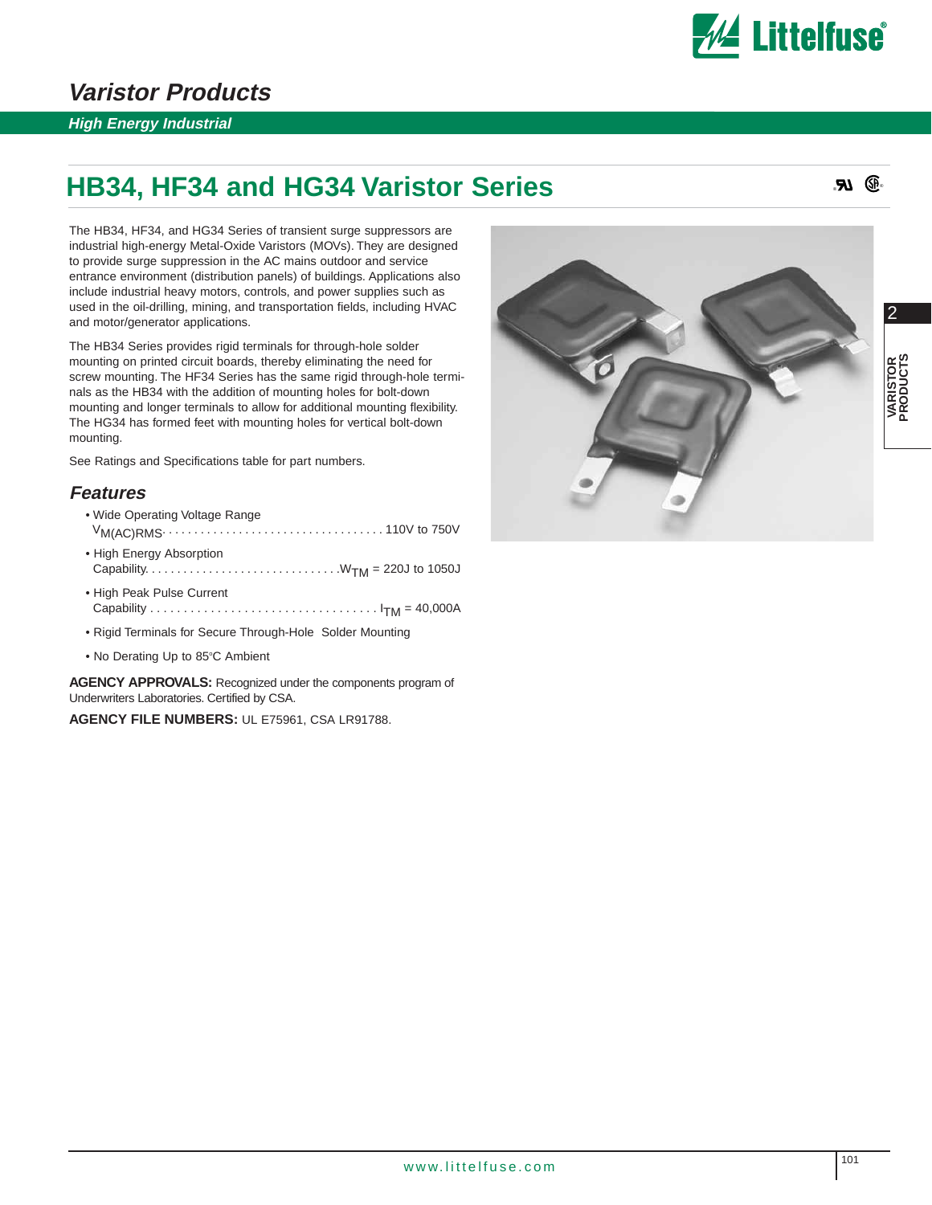# Varistor Products

**High Energy Industrial**

## HB34, HF34 and HG34 Varistor Series

The HB34, HF34, and HG34 Series of transient surge suppressors are industrial high-energy Metal-Oxide Varistors (MOVs). They are designed to provide surge suppression in the AC mains outdoor and service entrance environment (distribution panels) of buildings. Applications also include industrial heavy motors, controls, and power supplies such as used in the oil-drilling, mining, and transportation fields, including HVAC and motor/generator applications.

The HB34 Series provides rigid terminals for through-hole solder mounting on printed circuit boards, thereby eliminating the need for screw mounting. The HF34 Series has the same rigid through-hole terminals as the HB34 with the addition of mounting holes for bolt-down mounting and longer terminals to allow for additional mounting flexibility. The HG34 has formed feet with mounting holes for vertical bolt-down mounting.

See Ratings and Specifications table for part numbers.

### Features

- Wide Operating Voltage Range
  $V_{M(AC)RMS}$ . . . . . . . . . . . . . . . . . . . . . . . . . . . . . . . . . . 110V to 750V
- High Energy Absorption
  Capability. . . . . . . . . . . . . . . . . . . . . . . . . . . . . . $W_{TM}$ = 220J to 1050J
- High Peak Pulse Current
  Capability . . . . . . . . . . . . . . . . . . . . . . . . . . . . . . . . . $I_{TM}$ = 40,000A
- Rigid Terminals for Secure Through-Hole Solder Mounting
- No Derating Up to 85°C Ambient

**AGENCY APPROVALS:** Recognized under the components program of Underwriters Laboratories. Certified by CSA.

**AGENCY FILE NUMBERS:** UL E75961, CSA LR91788.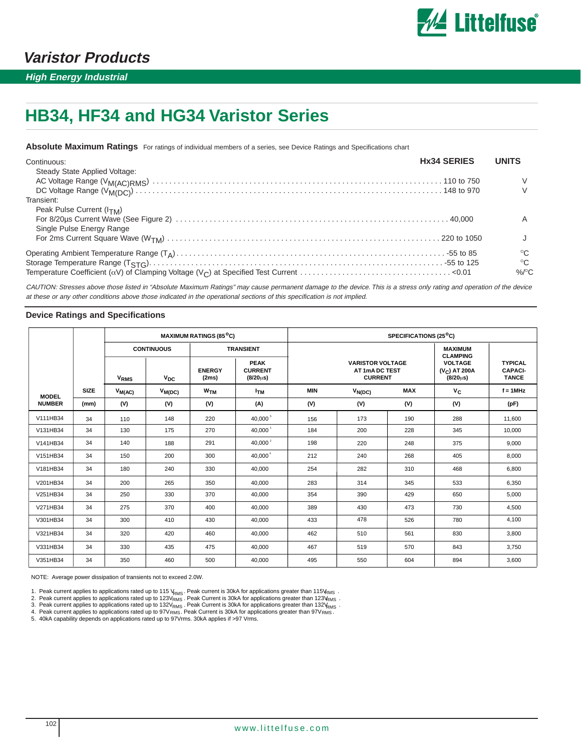# Varistor Products

*High Energy Industrial*

# HB34, HF34 and HG34 Varistor Series

**Absolute Maximum Ratings** For ratings of individual members of a series, see Device Ratings and Specifications chart

| | Hx34 SERIES | UNITS |
|---|---|---|
| Continuous: | | |
| Steady State Applied Voltage: | | |
| AC Voltage Range ($V_{M(AC)RMS}$) | 110 to 750 | V |
| DC Voltage Range ($V_{M(DC)}$) | 148 to 970 | V |
| Transient: | | |
| Peak Pulse Current ($I_{TM}$) | | |
| For 8/20µs Current Wave (See Figure 2) | 40,000 | A |
| Single Pulse Energy Range | | |
| For 2ms Current Square Wave ($W_{TM}$) | 220 to 1050 | J |
| Operating Ambient Temperature Range ($T_A$) | -55 to 85 | °C |
| Storage Temperature Range ($T_{STG}$) | -55 to 125 | °C |
| Temperature Coefficient (αV) of Clamping Voltage ($V_C$) at Specified Test Current | <0.01 | %/°C |

*CAUTION: Stresses above those listed in "Absolute Maximum Ratings" may cause permanent damage to the device. This is a stress only rating and operation of the device at these or any other conditions above those indicated in the operational sections of this specification is not implied.*

## Device Ratings and Specifications

| MODEL NUMBER | SIZE | MAXIMUM RATINGS (85°C) | | | | SPECIFICATIONS (25°C) | | | | |
|---|---|---|---|---|---|---|---|---|---|---|
| | | CONTINUOUS | | TRANSIENT | | VARISTOR VOLTAGE AT 1mA DC TEST CURRENT | | | MAXIMUM CLAMPING VOLTAGE ($V_C$) AT 200A (8/20µs) | TYPICAL CAPACI-TANCE |
| | | $V_{RMS}$ | $V_{DC}$ | ENERGY (2ms) | PEAK CURRENT (8/20µs) | | | | | |
| | | $V_{M(AC)}$ | $V_{M(DC)}$ | $W_{TM}$ | $I_{TM}$ | MIN | $V_{N(DC)}$ | MAX | $V_C$ | f = 1MHz |
| | (mm) | (V) | (V) | (V) | (A) | (V) | (V) | (V) | (V) | (pF) |
| V111HB34 | 34 | 110 | 148 | 220 | 40,000 [5] | 156 | 173 | 190 | 288 | 11,600 |
| V131HB34 | 34 | 130 | 175 | 270 | 40,000 [1] | 184 | 200 | 228 | 345 | 10,000 |
| V141HB34 | 34 | 140 | 188 | 291 | 40,000 [2] | 198 | 220 | 248 | 375 | 9,000 |
| V151HB34 | 34 | 150 | 200 | 300 | 40,000 [4] | 212 | 240 | 268 | 405 | 8,000 |
| V181HB34 | 34 | 180 | 240 | 330 | 40,000 | 254 | 282 | 310 | 468 | 6,800 |
| V201HB34 | 34 | 200 | 265 | 350 | 40,000 | 283 | 314 | 345 | 533 | 6,350 |
| V251HB34 | 34 | 250 | 330 | 370 | 40,000 | 354 | 390 | 429 | 650 | 5,000 |
| V271HB34 | 34 | 275 | 370 | 400 | 40,000 | 389 | 430 | 473 | 730 | 4,500 |
| V301HB34 | 34 | 300 | 410 | 430 | 40,000 | 433 | 478 | 526 | 780 | 4,100 |
| V321HB34 | 34 | 320 | 420 | 460 | 40,000 | 462 | 510 | 561 | 830 | 3,800 |
| V331HB34 | 34 | 330 | 435 | 475 | 40,000 | 467 | 519 | 570 | 843 | 3,750 |
| V351HB34 | 34 | 350 | 460 | 500 | 40,000 | 495 | 550 | 604 | 894 | 3,600 |

NOTE: Average power dissipation of transients not to exceed 2.0W.

1. Peak current applies to applications rated up to 115 $V_{RMS}$. Peak current is 30kA for applications greater than 115$V_{RMS}$.
2. Peak current applies to applications rated up to 123$V_{RMS}$. Peak Current is 30kA for applications greater than 123$V_{RMS}$.
3. Peak current applies to applications rated up to 132$V_{RMS}$. Peak Current is 30kA for applications greater than 132$V_{RMS}$.
4. Peak current applies to applications rated up to 97$V_{RMS}$. Peak Current is 30kA for applications greater than 97$V_{RMS}$.
5. 40kA capability depends on applications rated up to 97Vrms. 30kA applies if >97 Vrms.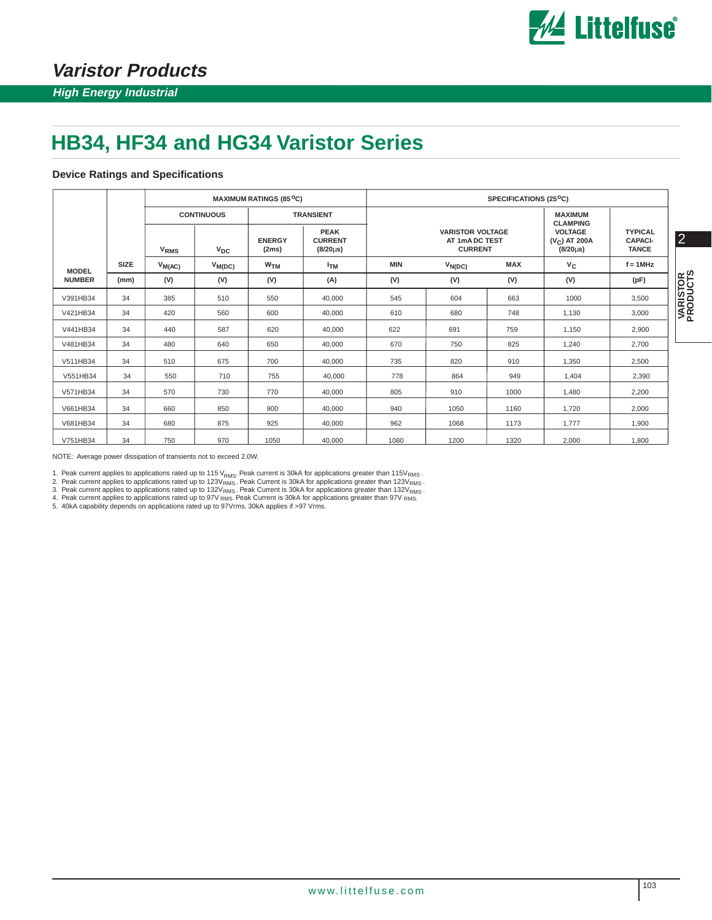# Varistor Products

*High Energy Industrial*

## HB34, HF34 and HG34 Varistor Series

### Device Ratings and Specifications

| MODEL NUMBER | SIZE | MAXIMUM RATINGS (85 °C) | | | | SPECIFICATIONS (25 °C) | | | | |
|---|---|---|---|---|---|---|---|---|---|---|
| | | CONTINUOUS | | TRANSIENT | | VARISTOR VOLTAGE AT 1mA DC TEST CURRENT | | | MAXIMUM CLAMPING VOLTAGE ($V_C$) AT 200A (8/20μs) | TYPICAL CAPACI-TANCE |
| | | $V_{RMS}$ | $V_{DC}$ | ENERGY (2ms) | PEAK CURRENT (8/20μs) | | | | | |
| | SIZE | $V_{M(AC)}$ | $V_{M(DC)}$ | $W_{TM}$ | $I_{TM}$ | MIN | $V_{N(DC)}$ | MAX | $V_C$ | f = 1MHz |
| | (mm) | (V) | (V) | (V) | (A) | (V) | (V) | (V) | (V) | (pF) |
| V391HB34 | 34 | 385 | 510 | 550 | 40,000 | 545 | 604 | 663 | 1000 | 3,500 |
| V421HB34 | 34 | 420 | 560 | 600 | 40,000 | 610 | 680 | 748 | 1,130 | 3,000 |
| V441HB34 | 34 | 440 | 587 | 620 | 40,000 | 622 | 691 | 759 | 1,150 | 2,900 |
| V481HB34 | 34 | 480 | 640 | 650 | 40,000 | 670 | 750 | 825 | 1,240 | 2,700 |
| V511HB34 | 34 | 510 | 675 | 700 | 40,000 | 735 | 820 | 910 | 1,350 | 2,500 |
| V551HB34 | 34 | 550 | 710 | 755 | 40,000 | 778 | 864 | 949 | 1,404 | 2,390 |
| V571HB34 | 34 | 570 | 730 | 770 | 40,000 | 805 | 910 | 1000 | 1,480 | 2,200 |
| V661HB34 | 34 | 660 | 850 | 900 | 40,000 | 940 | 1050 | 1160 | 1,720 | 2,000 |
| V681HB34 | 34 | 680 | 875 | 925 | 40,000 | 962 | 1068 | 1173 | 1,777 | 1,900 |
| V751HB34 | 34 | 750 | 970 | 1050 | 40,000 | 1080 | 1200 | 1320 | 2,000 | 1,800 |

NOTE: Average power dissipation of transients not to exceed 2.0W.

1. Peak current applies to applications rated up to 115 $V_{RMS}$. Peak current is 30kA for applications greater than 115$V_{RMS}$.
2. Peak current applies to applications rated up to 123$V_{RMS}$. Peak Current is 30kA for applications greater than 123$V_{RMS}$.
3. Peak current applies to applications rated up to 132$V_{RMS}$. Peak Current is 30kA for applications greater than 132$V_{RMS}$.
4. Peak current applies to applications rated up to 97$V_{RMS}$. Peak Current is 30kA for applications greater than 97$V_{RMS}$.
5. 40kA capability depends on applications rated up to 97Vrms. 30kA applies if >97 Vrms.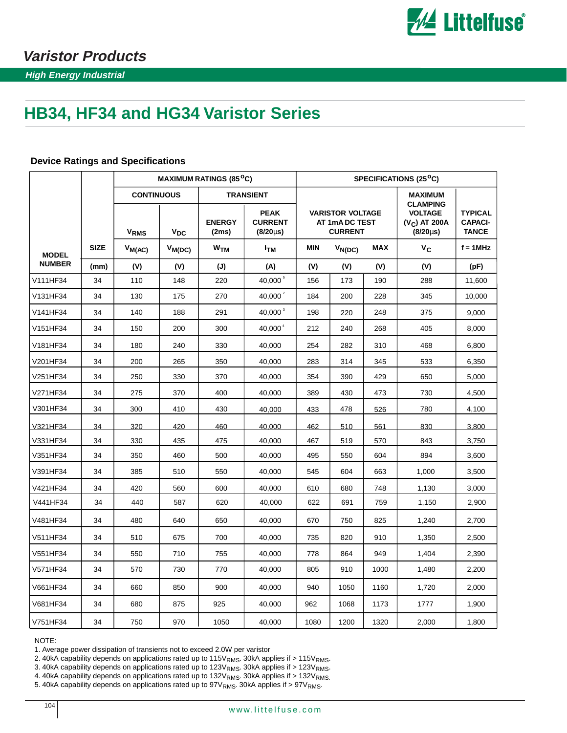## Varistor Products

*High Energy Industrial*

# HB34, HF34 and HG34 Varistor Series

### Device Ratings and Specifications

| MODEL NUMBER | SIZE | MAXIMUM RATINGS (85°C) | | | | SPECIFICATIONS (25°C) | | | | |
|---|---|---|---|---|---|---|---|---|---|---|
| | | CONTINUOUS | | TRANSIENT | | VARISTOR VOLTAGE AT 1mA DC TEST CURRENT | | | MAXIMUM CLAMPING VOLTAGE ($V_C$) AT 200A (8/20μs) | TYPICAL CAPACI-TANCE |
| | | $V_{RMS}$ | $V_{DC}$ | ENERGY (2ms) | PEAK CURRENT (8/20μs) | | | | | |
| | | $V_{M(AC)}$ | $V_{M(DC)}$ | $W_{TM}$ | $I_{TM}$ | MIN | $V_{N(DC)}$ | MAX | $V_C$ | f = 1MHz |
| | (mm) | (V) | (V) | (J) | (A) | (V) | (V) | (V) | (V) | (pF) |
| V111HF34 | 34 | 110 | 148 | 220 | 40,000 [5] | 156 | 173 | 190 | 288 | 11,600 |
| V131HF34 | 34 | 130 | 175 | 270 | 40,000 [2] | 184 | 200 | 228 | 345 | 10,000 |
| V141HF34 | 34 | 140 | 188 | 291 | 40,000 [3] | 198 | 220 | 248 | 375 | 9,000 |
| V151HF34 | 34 | 150 | 200 | 300 | 40,000 [4] | 212 | 240 | 268 | 405 | 8,000 |
| V181HF34 | 34 | 180 | 240 | 330 | 40,000 | 254 | 282 | 310 | 468 | 6,800 |
| V201HF34 | 34 | 200 | 265 | 350 | 40,000 | 283 | 314 | 345 | 533 | 6,350 |
| V251HF34 | 34 | 250 | 330 | 370 | 40,000 | 354 | 390 | 429 | 650 | 5,000 |
| V271HF34 | 34 | 275 | 370 | 400 | 40,000 | 389 | 430 | 473 | 730 | 4,500 |
| V301HF34 | 34 | 300 | 410 | 430 | 40,000 | 433 | 478 | 526 | 780 | 4,100 |
| V321HF34 | 34 | 320 | 420 | 460 | 40,000 | 462 | 510 | 561 | 830 | 3,800 |
| V331HF34 | 34 | 330 | 435 | 475 | 40,000 | 467 | 519 | 570 | 843 | 3,750 |
| V351HF34 | 34 | 350 | 460 | 500 | 40,000 | 495 | 550 | 604 | 894 | 3,600 |
| V391HF34 | 34 | 385 | 510 | 550 | 40,000 | 545 | 604 | 663 | 1,000 | 3,500 |
| V421HF34 | 34 | 420 | 560 | 600 | 40,000 | 610 | 680 | 748 | 1,130 | 3,000 |
| V441HF34 | 34 | 440 | 587 | 620 | 40,000 | 622 | 691 | 759 | 1,150 | 2,900 |
| V481HF34 | 34 | 480 | 640 | 650 | 40,000 | 670 | 750 | 825 | 1,240 | 2,700 |
| V511HF34 | 34 | 510 | 675 | 700 | 40,000 | 735 | 820 | 910 | 1,350 | 2,500 |
| V551HF34 | 34 | 550 | 710 | 755 | 40,000 | 778 | 864 | 949 | 1,404 | 2,390 |
| V571HF34 | 34 | 570 | 730 | 770 | 40,000 | 805 | 910 | 1000 | 1,480 | 2,200 |
| V661HF34 | 34 | 660 | 850 | 900 | 40,000 | 940 | 1050 | 1160 | 1,720 | 2,000 |
| V681HF34 | 34 | 680 | 875 | 925 | 40,000 | 962 | 1068 | 1173 | 1777 | 1,900 |
| V751HF34 | 34 | 750 | 970 | 1050 | 40,000 | 1080 | 1200 | 1320 | 2,000 | 1,800 |

NOTE:

1. Average power dissipation of transients not to exceed 2.0W per varistor
2. 40kA capability depends on applications rated up to $115V_{RMS}$. 30kA applies if > $115V_{RMS}$.
3. 40kA capability depends on applications rated up to $123V_{RMS}$. 30kA applies if > $123V_{RMS}$.
4. 40kA capability depends on applications rated up to $132V_{RMS}$. 30kA applies if > $132V_{RMS}$.
5. 40kA capability depends on applications rated up to $97V_{RMS}$. 30kA applies if > $97V_{RMS}$.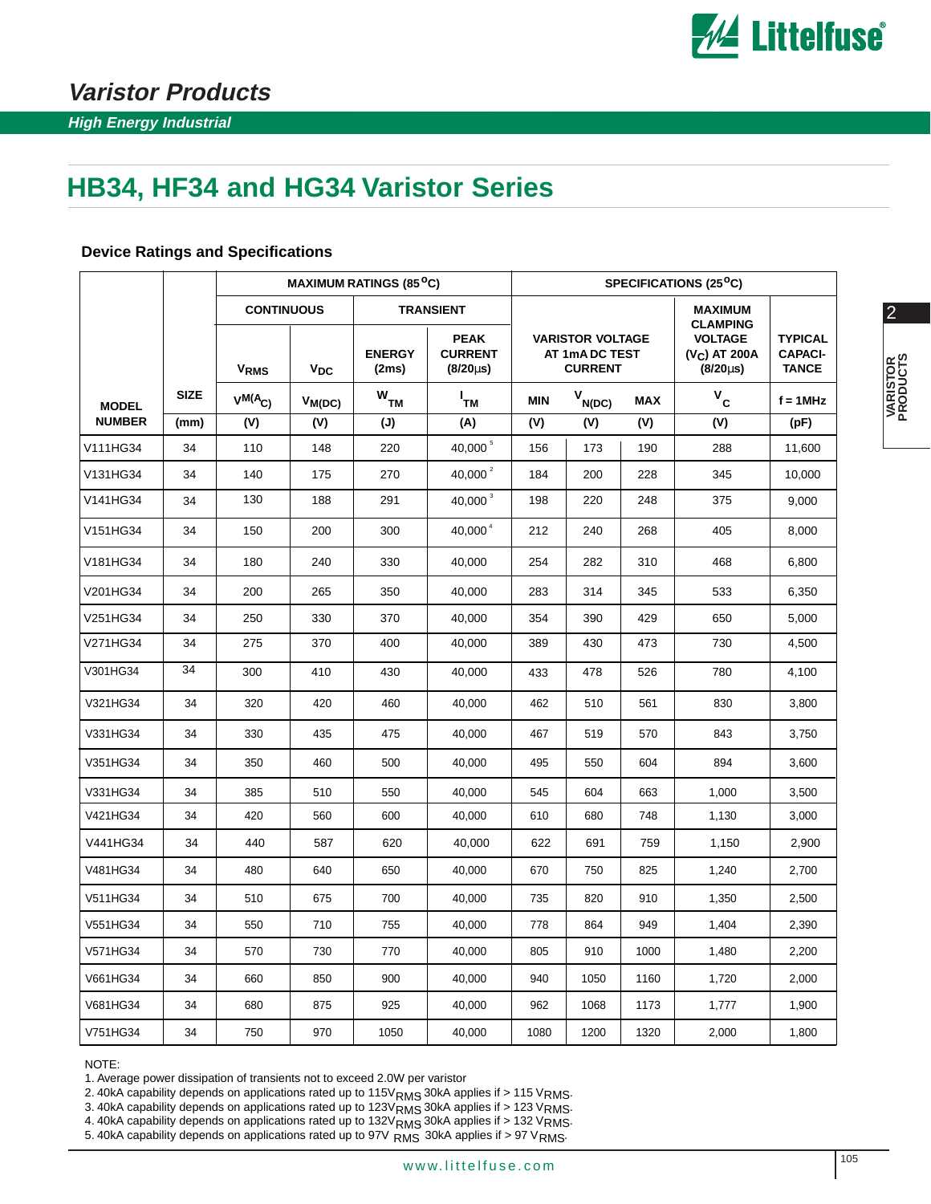# Varistor Products

*High Energy Industrial*

## HB34, HF34 and HG34 Varistor Series

### Device Ratings and Specifications

| MODEL NUMBER | SIZE | MAXIMUM RATINGS (85°C) | | | | SPECIFICATIONS (25°C) | | | | |
|---|---|---|---|---|---|---|---|---|---|---|
| | | CONTINUOUS | | TRANSIENT | | VARISTOR VOLTAGE AT 1mA DC TEST CURRENT | | | MAXIMUM CLAMPING VOLTAGE ($V_C$) AT 200A (8/20µs) | TYPICAL CAPACI-TANCE |
| | | $V_{RMS}$ | $V_{DC}$ | ENERGY (2ms) | PEAK CURRENT (8/20µs) | | | | | |
| | | $V_{M(AC)}$ | $V_{M(DC)}$ | $W_{TM}$ | $I_{TM}$ | MIN | $V_{N(DC)}$ | MAX | $V_C$ | f = 1MHz |
| | (mm) | (V) | (V) | (J) | (A) | (V) | (V) | (V) | (V) | (pF) |
| V111HG34 | 34 | 110 | 148 | 220 | 40,000 [5] | 156 | 173 | 190 | 288 | 11,600 |
| V131HG34 | 34 | 140 | 175 | 270 | 40,000 [2] | 184 | 200 | 228 | 345 | 10,000 |
| V141HG34 | 34 | 130 | 188 | 291 | 40,000 [3] | 198 | 220 | 248 | 375 | 9,000 |
| V151HG34 | 34 | 150 | 200 | 300 | 40,000 [4] | 212 | 240 | 268 | 405 | 8,000 |
| V181HG34 | 34 | 180 | 240 | 330 | 40,000 | 254 | 282 | 310 | 468 | 6,800 |
| V201HG34 | 34 | 200 | 265 | 350 | 40,000 | 283 | 314 | 345 | 533 | 6,350 |
| V251HG34 | 34 | 250 | 330 | 370 | 40,000 | 354 | 390 | 429 | 650 | 5,000 |
| V271HG34 | 34 | 275 | 370 | 400 | 40,000 | 389 | 430 | 473 | 730 | 4,500 |
| V301HG34 | 34 | 300 | 410 | 430 | 40,000 | 433 | 478 | 526 | 780 | 4,100 |
| V321HG34 | 34 | 320 | 420 | 460 | 40,000 | 462 | 510 | 561 | 830 | 3,800 |
| V331HG34 | 34 | 330 | 435 | 475 | 40,000 | 467 | 519 | 570 | 843 | 3,750 |
| V351HG34 | 34 | 350 | 460 | 500 | 40,000 | 495 | 550 | 604 | 894 | 3,600 |
| V331HG34 | 34 | 385 | 510 | 550 | 40,000 | 545 | 604 | 663 | 1,000 | 3,500 |
| V421HG34 | 34 | 420 | 560 | 600 | 40,000 | 610 | 680 | 748 | 1,130 | 3,000 |
| V441HG34 | 34 | 440 | 587 | 620 | 40,000 | 622 | 691 | 759 | 1,150 | 2,900 |
| V481HG34 | 34 | 480 | 640 | 650 | 40,000 | 670 | 750 | 825 | 1,240 | 2,700 |
| V511HG34 | 34 | 510 | 675 | 700 | 40,000 | 735 | 820 | 910 | 1,350 | 2,500 |
| V551HG34 | 34 | 550 | 710 | 755 | 40,000 | 778 | 864 | 949 | 1,404 | 2,390 |
| V571HG34 | 34 | 570 | 730 | 770 | 40,000 | 805 | 910 | 1000 | 1,480 | 2,200 |
| V661HG34 | 34 | 660 | 850 | 900 | 40,000 | 940 | 1050 | 1160 | 1,720 | 2,000 |
| V681HG34 | 34 | 680 | 875 | 925 | 40,000 | 962 | 1068 | 1173 | 1,777 | 1,900 |
| V751HG34 | 34 | 750 | 970 | 1050 | 40,000 | 1080 | 1200 | 1320 | 2,000 | 1,800 |

NOTE:

1. Average power dissipation of transients not to exceed 2.0W per varistor
2. 40kA capability depends on applications rated up to 115$V_{RMS}$ 30kA applies if > 115 $V_{RMS}$.
3. 40kA capability depends on applications rated up to 123$V_{RMS}$ 30kA applies if > 123 $V_{RMS}$.
4. 40kA capability depends on applications rated up to 132$V_{RMS}$ 30kA applies if > 132 $V_{RMS}$.
5. 40kA capability depends on applications rated up to 97V $_{RMS}$ 30kA applies if > 97 $V_{RMS}$.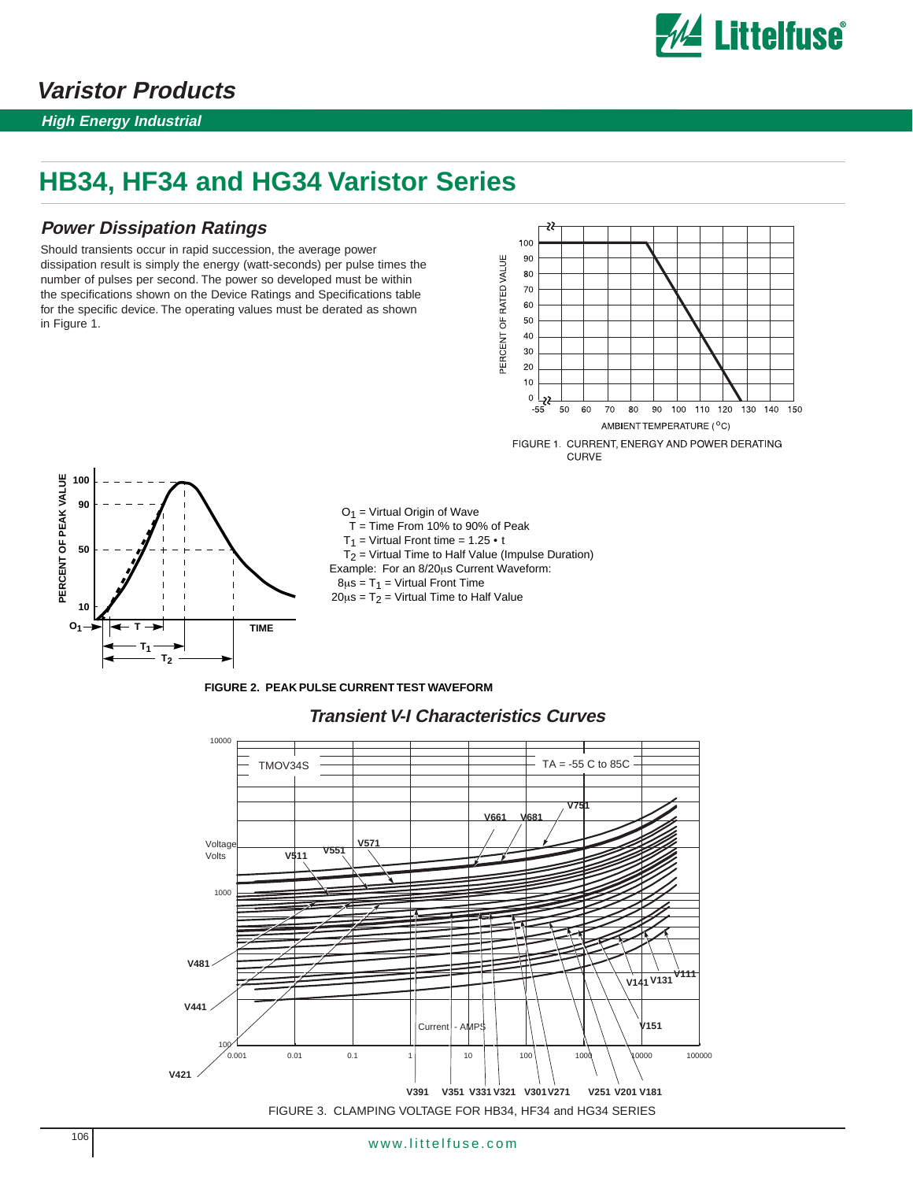# Varistor Products

*High Energy Industrial*

## HB34, HF34 and HG34 Varistor Series

### *Power Dissipation Ratings*

Should transients occur in rapid succession, the average power dissipation result is simply the energy (watt-seconds) per pulse times the number of pulses per second. The power so developed must be within the specifications shown on the Device Ratings and Specifications table for the specific device. The operating values must be derated as shown in Figure 1.

FIGURE 1. CURRENT, ENERGY AND POWER DERATING CURVE

$O_1$ = Virtual Origin of Wave
T = Time From 10% to 90% of Peak
$T_1$ = Virtual Front time = 1.25 • t
$T_2$ = Virtual Time to Half Value (Impulse Duration)
Example: For an 8/20μs Current Waveform:
8μs = $T_1$ = Virtual Front Time
20μs = $T_2$ = Virtual Time to Half Value

**FIGURE 2. PEAK PULSE CURRENT TEST WAVEFORM**

### *Transient V-I Characteristics Curves*

FIGURE 3. CLAMPING VOLTAGE FOR HB34, HF34 and HG34 SERIES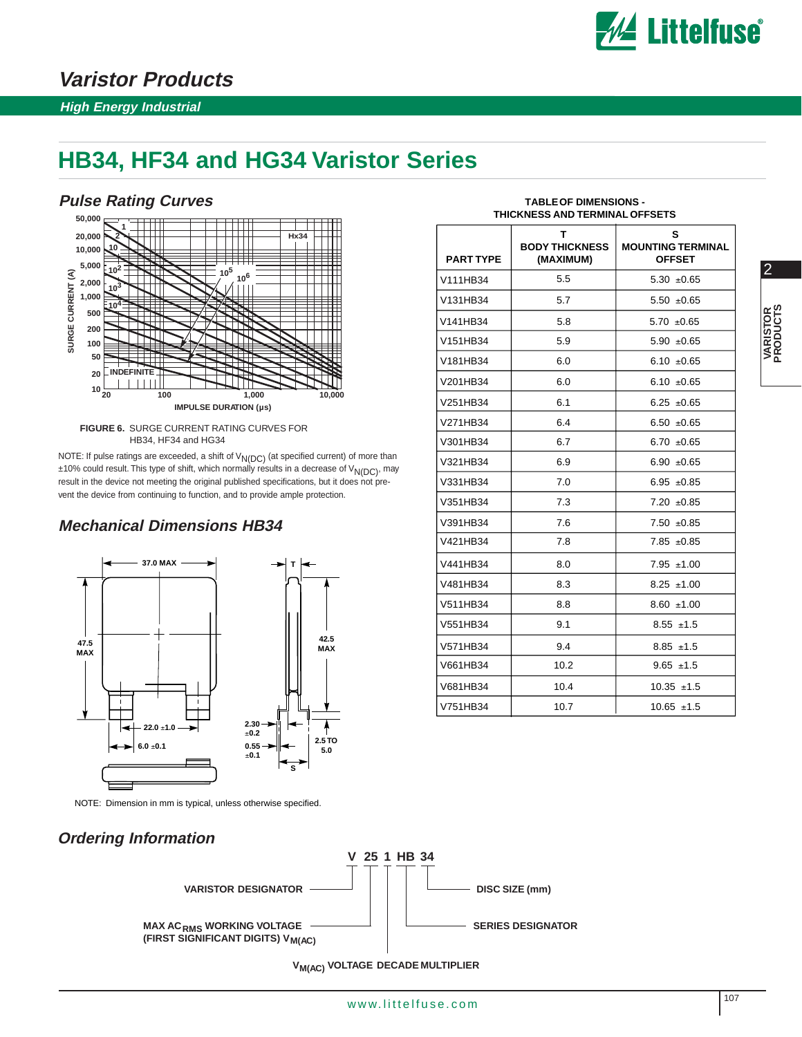# Varistor Products

*High Energy Industrial*

## HB34, HF34 and HG34 Varistor Series

### Pulse Rating Curves

**FIGURE 6.** SURGE CURRENT RATING CURVES FOR HB34, HF34 and HG34

NOTE: If pulse ratings are exceeded, a shift of $V_{N(DC)}$ (at specified current) of more than ±10% could result. This type of shift, which normally results in a decrease of $V_{N(DC)}$, may result in the device not meeting the original published specifications, but it does not prevent the device from continuing to function, and to provide ample protection.

### Mechanical Dimensions HB34

NOTE: Dimension in mm is typical, unless otherwise specified.

**TABLE OF DIMENSIONS - THICKNESS AND TERMINAL OFFSETS**

| PART TYPE | T BODY THICKNESS (MAXIMUM) | S MOUNTING TERMINAL OFFSET |
|---|---|---|
| V111HB34 | 5.5 | 5.30 ±0.65 |
| V131HB34 | 5.7 | 5.50 ±0.65 |
| V141HB34 | 5.8 | 5.70 ±0.65 |
| V151HB34 | 5.9 | 5.90 ±0.65 |
| V181HB34 | 6.0 | 6.10 ±0.65 |
| V201HB34 | 6.0 | 6.10 ±0.65 |
| V251HB34 | 6.1 | 6.25 ±0.65 |
| V271HB34 | 6.4 | 6.50 ±0.65 |
| V301HB34 | 6.7 | 6.70 ±0.65 |
| V321HB34 | 6.9 | 6.90 ±0.65 |
| V331HB34 | 7.0 | 6.95 ±0.85 |
| V351HB34 | 7.3 | 7.20 ±0.85 |
| V391HB34 | 7.6 | 7.50 ±0.85 |
| V421HB34 | 7.8 | 7.85 ±0.85 |
| V441HB34 | 8.0 | 7.95 ±1.00 |
| V481HB34 | 8.3 | 8.25 ±1.00 |
| V511HB34 | 8.8 | 8.60 ±1.00 |
| V551HB34 | 9.1 | 8.55 ±1.5 |
| V571HB34 | 9.4 | 8.85 ±1.5 |
| V661HB34 | 10.2 | 9.65 ±1.5 |
| V681HB34 | 10.4 | 10.35 ±1.5 |
| V751HB34 | 10.7 | 10.65 ±1.5 |

### Ordering Information

**V 25 1 HB 34**

- V — VARISTOR DESIGNATOR
- 25 — MAX $AC_{RMS}$ WORKING VOLTAGE (FIRST SIGNIFICANT DIGITS) $V_{M(AC)}$
- 1 — $V_{M(AC)}$ VOLTAGE DECADE MULTIPLIER
- HB — SERIES DESIGNATOR
- 34 — DISC SIZE (mm)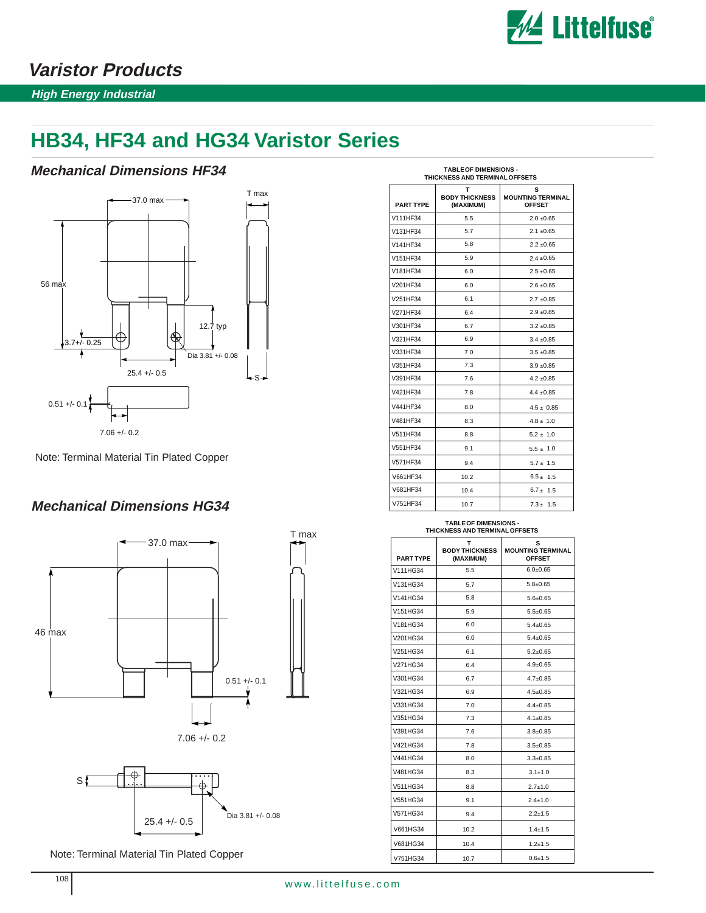# Varistor Products

*High Energy Industrial*

# HB34, HF34 and HG34 Varistor Series

## Mechanical Dimensions HF34

37.0 max
T max
56 max
12.7 typ
3.7+/- 0.25
Dia 3.81 +/- 0.08
25.4 +/- 0.5
S
0.51 +/- 0.1
7.06 +/- 0.2

Note: Terminal Material Tin Plated Copper

**TABLE OF DIMENSIONS - THICKNESS AND TERMINAL OFFSETS**

| PART TYPE | T BODY THICKNESS (MAXIMUM) | S MOUNTING TERMINAL OFFSET |
|---|---|---|
| V111HF34 | 5.5 | 2.0 ±0.65 |
| V131HF34 | 5.7 | 2.1 ±0.65 |
| V141HF34 | 5.8 | 2.2 ±0.65 |
| V151HF34 | 5.9 | 2.4 ±0.65 |
| V181HF34 | 6.0 | 2.5 ±0.65 |
| V201HF34 | 6.0 | 2.6 ±0.65 |
| V251HF34 | 6.1 | 2.7 ±0.85 |
| V271HF34 | 6.4 | 2.9 ±0.85 |
| V301HF34 | 6.7 | 3.2 ±0.85 |
| V321HF34 | 6.9 | 3.4 ±0.85 |
| V331HF34 | 7.0 | 3.5 ±0.85 |
| V351HF34 | 7.3 | 3.9 ±0.85 |
| V391HF34 | 7.6 | 4.2 ±0.85 |
| V421HF34 | 7.8 | 4.4 ±0.85 |
| V441HF34 | 8.0 | 4.5 ± 0.85 |
| V481HF34 | 8.3 | 4.8 ± 1.0 |
| V511HF34 | 8.8 | 5.2 ± 1.0 |
| V551HF34 | 9.1 | 5.5 ± 1.0 |
| V571HF34 | 9.4 | 5.7 ± 1.5 |
| V661HF34 | 10.2 | 6.5 ± 1.5 |
| V681HF34 | 10.4 | 6.7 ± 1.5 |
| V751HF34 | 10.7 | 7.3 ± 1.5 |

## Mechanical Dimensions HG34

37.0 max
T max
46 max
0.51 +/- 0.1
7.06 +/- 0.2
S
Dia 3.81 +/- 0.08
25.4 +/- 0.5

Note: Terminal Material Tin Plated Copper

**TABLE OF DIMENSIONS - THICKNESS AND TERMINAL OFFSETS**

| PART TYPE | T BODY THICKNESS (MAXIMUM) | S MOUNTING TERMINAL OFFSET |
|---|---|---|
| V111HG34 | 5.5 | 6.0±0.65 |
| V131HG34 | 5.7 | 5.8±0.65 |
| V141HG34 | 5.8 | 5.6±0.65 |
| V151HG34 | 5.9 | 5.5±0.65 |
| V181HG34 | 6.0 | 5.4±0.65 |
| V201HG34 | 6.0 | 5.4±0.65 |
| V251HG34 | 6.1 | 5.2±0.65 |
| V271HG34 | 6.4 | 4.9±0.65 |
| V301HG34 | 6.7 | 4.7±0.85 |
| V321HG34 | 6.9 | 4.5±0.85 |
| V331HG34 | 7.0 | 4.4±0.85 |
| V351HG34 | 7.3 | 4.1±0.85 |
| V391HG34 | 7.6 | 3.8±0.85 |
| V421HG34 | 7.8 | 3.5±0.85 |
| V441HG34 | 8.0 | 3.3±0.85 |
| V481HG34 | 8.3 | 3.1±1.0 |
| V511HG34 | 8.8 | 2.7±1.0 |
| V551HG34 | 9.1 | 2.4±1.0 |
| V571HG34 | 9.4 | 2.2±1.5 |
| V661HG34 | 10.2 | 1.4±1.5 |
| V681HG34 | 10.4 | 1.2±1.5 |
| V751HG34 | 10.7 | 0.6±1.5 |

www.littelfuse.com